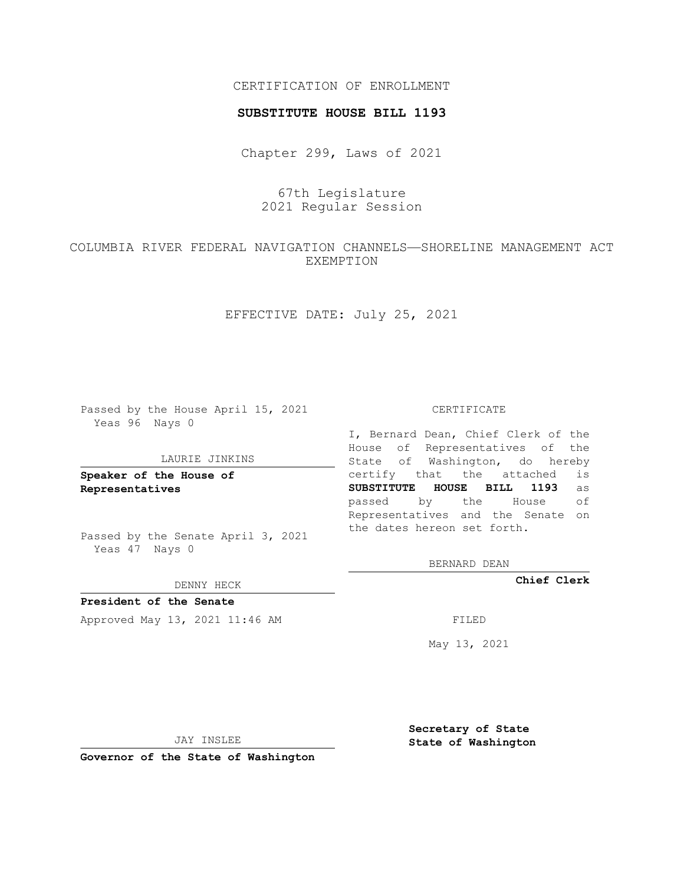CERTIFICATION OF ENROLLMENT

**SUBSTITUTE HOUSE BILL 1193**

Chapter 299, Laws of 2021

67th Legislature
2021 Regular Session

COLUMBIA RIVER FEDERAL NAVIGATION CHANNELS—SHORELINE MANAGEMENT ACT EXEMPTION

EFFECTIVE DATE: July 25, 2021

Passed by the House April 15, 2021
Yeas 96 Nays 0

LAURIE JINKINS

**Speaker of the House of Representatives**

Passed by the Senate April 3, 2021
Yeas 47 Nays 0

DENNY HECK

**President of the Senate**

Approved May 13, 2021 11:46 AM

JAY INSLEE

**Governor of the State of Washington**

CERTIFICATE

I, Bernard Dean, Chief Clerk of the House of Representatives of the State of Washington, do hereby certify that the attached is **SUBSTITUTE HOUSE BILL 1193** as passed by the House of Representatives and the Senate on the dates hereon set forth.

BERNARD DEAN

**Chief Clerk**

FILED

May 13, 2021

**Secretary of State**
**State of Washington**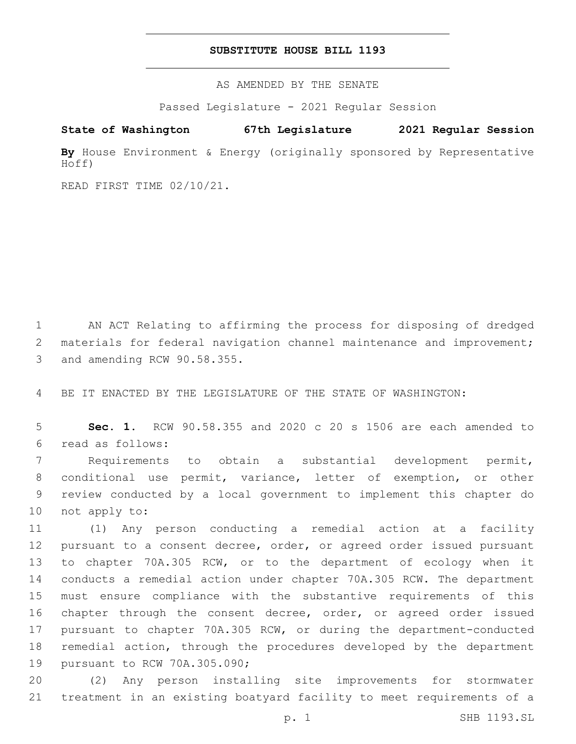# SUBSTITUTE HOUSE BILL 1193

AS AMENDED BY THE SENATE

Passed Legislature - 2021 Regular Session

**State of Washington 67th Legislature 2021 Regular Session**

**By** House Environment & Energy (originally sponsored by Representative Hoff)

READ FIRST TIME 02/10/21.

AN ACT Relating to affirming the process for disposing of dredged materials for federal navigation channel maintenance and improvement; and amending RCW 90.58.355.

BE IT ENACTED BY THE LEGISLATURE OF THE STATE OF WASHINGTON:

**Sec. 1.** RCW 90.58.355 and 2020 c 20 s 1506 are each amended to read as follows:

Requirements to obtain a substantial development permit, conditional use permit, variance, letter of exemption, or other review conducted by a local government to implement this chapter do not apply to:

(1) Any person conducting a remedial action at a facility pursuant to a consent decree, order, or agreed order issued pursuant to chapter 70A.305 RCW, or to the department of ecology when it conducts a remedial action under chapter 70A.305 RCW. The department must ensure compliance with the substantive requirements of this chapter through the consent decree, order, or agreed order issued pursuant to chapter 70A.305 RCW, or during the department-conducted remedial action, through the procedures developed by the department pursuant to RCW 70A.305.090;

(2) Any person installing site improvements for stormwater treatment in an existing boatyard facility to meet requirements of a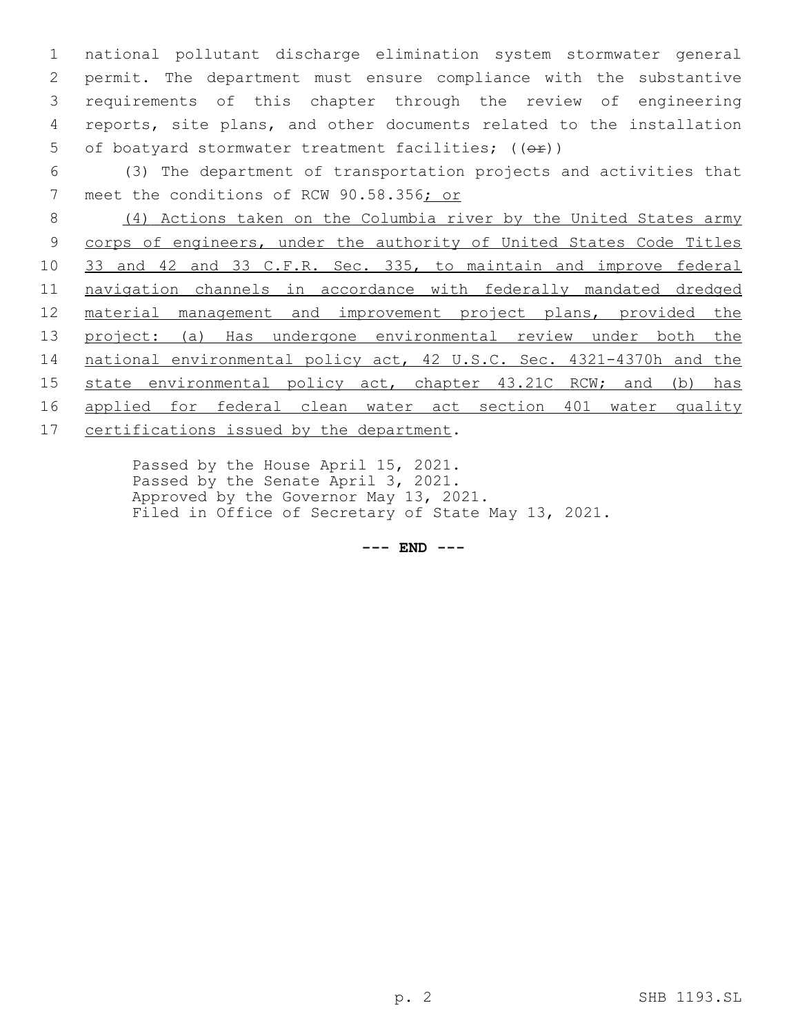national pollutant discharge elimination system stormwater general permit. The department must ensure compliance with the substantive requirements of this chapter through the review of engineering reports, site plans, and other documents related to the installation of boatyard stormwater treatment facilities; ((~~or~~))

(3) The department of transportation projects and activities that meet the conditions of RCW 90.58.356<u>; or</u>

<u>(4) Actions taken on the Columbia river by the United States army corps of engineers, under the authority of United States Code Titles 33 and 42 and 33 C.F.R. Sec. 335, to maintain and improve federal navigation channels in accordance with federally mandated dredged material management and improvement project plans, provided the project: (a) Has undergone environmental review under both the national environmental policy act, 42 U.S.C. Sec. 4321-4370h and the state environmental policy act, chapter 43.21C RCW; and (b) has applied for federal clean water act section 401 water quality certifications issued by the department</u>.

Passed by the House April 15, 2021.
Passed by the Senate April 3, 2021.
Approved by the Governor May 13, 2021.
Filed in Office of Secretary of State May 13, 2021.

**--- END ---**